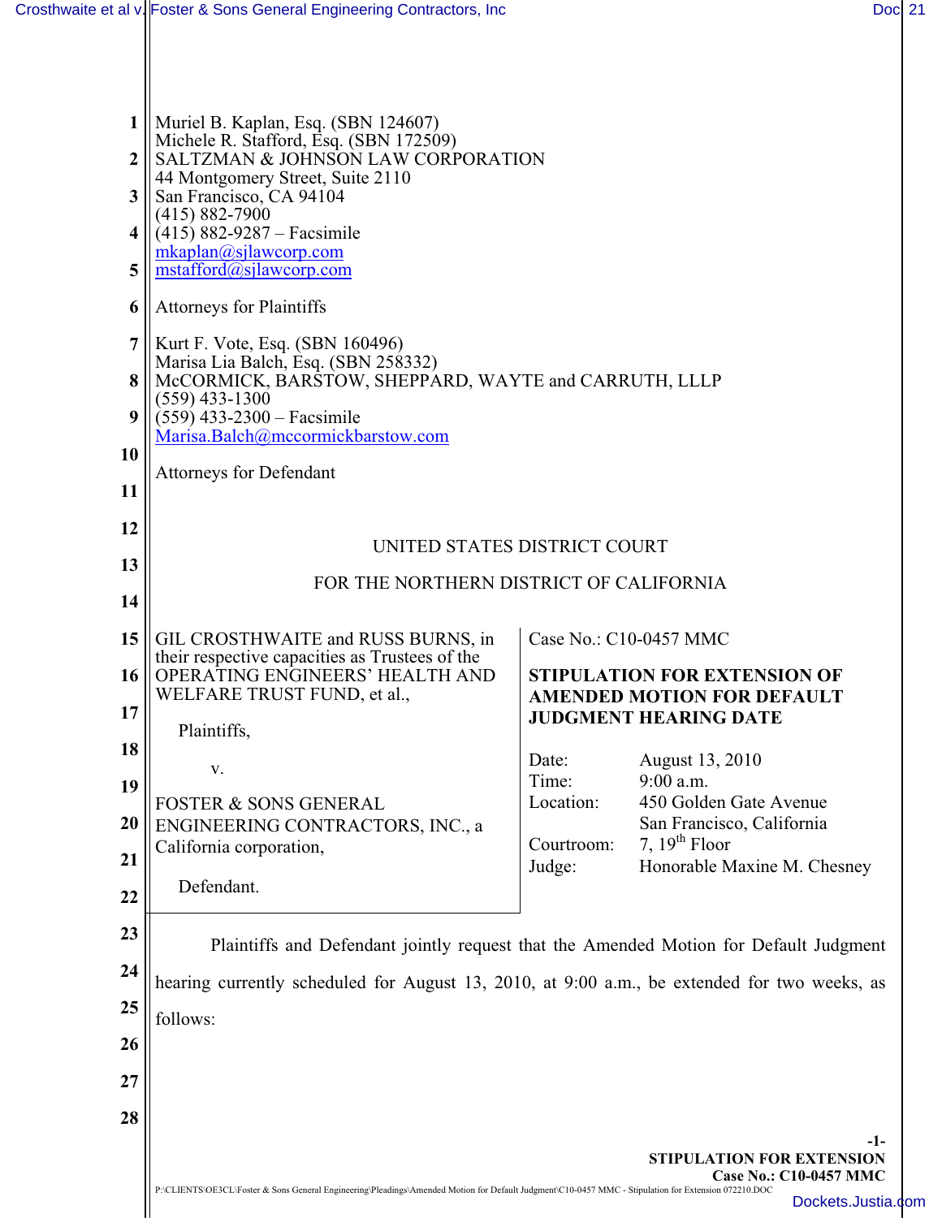Muriel B. Kaplan, Esq. (SBN 124607)
Michele R. Stafford, Esq. (SBN 172509)
SALTZMAN & JOHNSON LAW CORPORATION
44 Montgomery Street, Suite 2110
San Francisco, CA 94104
(415) 882-7900
(415) 882-9287 – Facsimile
mkaplan@sjlawcorp.com
mstafford@sjlawcorp.com

Attorneys for Plaintiffs

Kurt F. Vote, Esq. (SBN 160496)
Marisa Lia Balch, Esq. (SBN 258332)
McCORMICK, BARSTOW, SHEPPARD, WAYTE and CARRUTH, LLLP
(559) 433-1300
(559) 433-2300 – Facsimile
Marisa.Balch@mccormickbarstow.com

Attorneys for Defendant

UNITED STATES DISTRICT COURT

FOR THE NORTHERN DISTRICT OF CALIFORNIA

GIL CROSTHWAITE and RUSS BURNS, in their respective capacities as Trustees of the OPERATING ENGINEERS' HEALTH AND WELFARE TRUST FUND, et al.,

Plaintiffs,

v.

FOSTER & SONS GENERAL ENGINEERING CONTRACTORS, INC., a California corporation,

Defendant.

Case No.: C10-0457 MMC

**STIPULATION FOR EXTENSION OF AMENDED MOTION FOR DEFAULT JUDGMENT HEARING DATE**

| | |
|---|---|
| Date: | August 13, 2010 |
| Time: | 9:00 a.m. |
| Location: | 450 Golden Gate Avenue<br>San Francisco, California |
| Courtroom: | 7, 19th Floor |
| Judge: | Honorable Maxine M. Chesney |

Plaintiffs and Defendant jointly request that the Amended Motion for Default Judgment hearing currently scheduled for August 13, 2010, at 9:00 a.m., be extended for two weeks, as follows: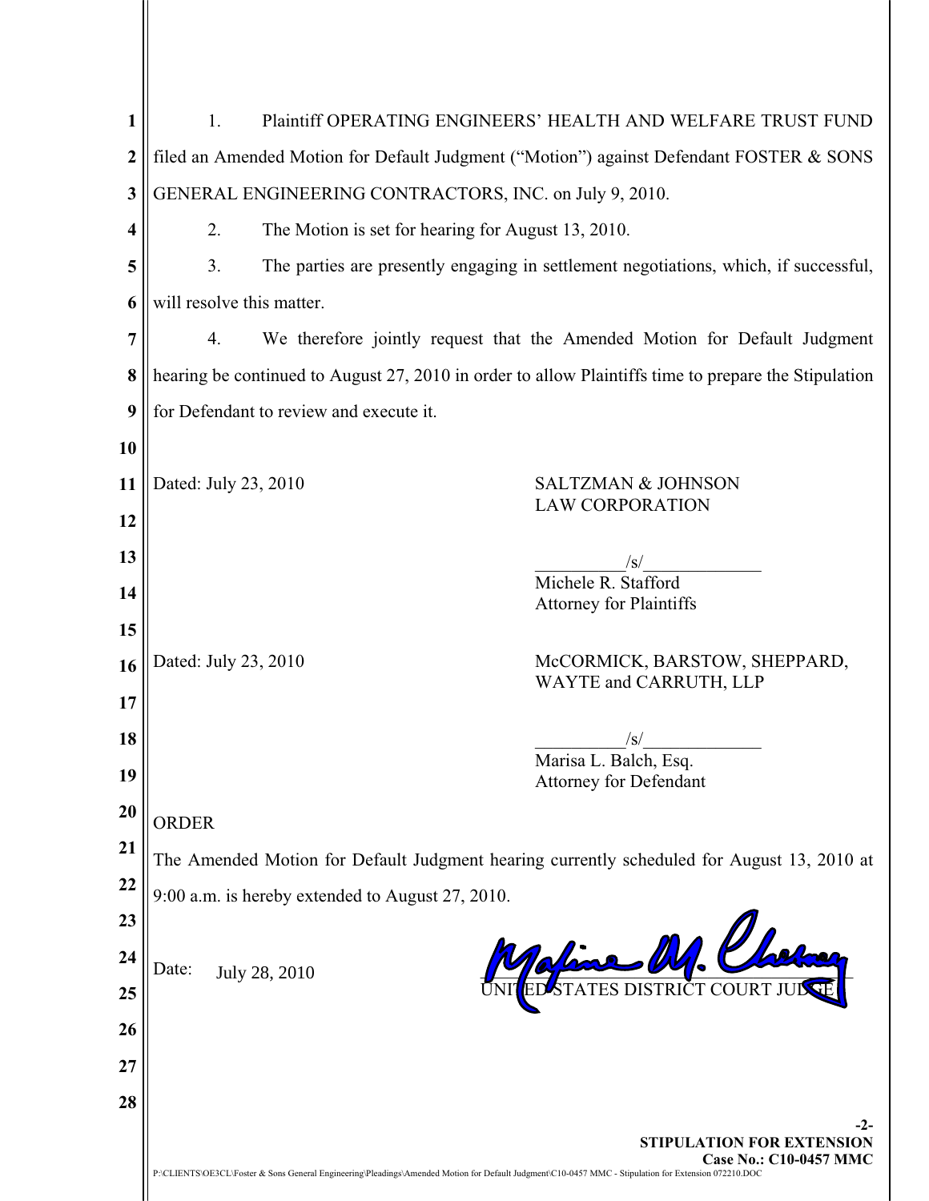1. Plaintiff OPERATING ENGINEERS' HEALTH AND WELFARE TRUST FUND filed an Amended Motion for Default Judgment ("Motion") against Defendant FOSTER & SONS GENERAL ENGINEERING CONTRACTORS, INC. on July 9, 2010.

2. The Motion is set for hearing for August 13, 2010.

3. The parties are presently engaging in settlement negotiations, which, if successful, will resolve this matter.

4. We therefore jointly request that the Amended Motion for Default Judgment hearing be continued to August 27, 2010 in order to allow Plaintiffs time to prepare the Stipulation for Defendant to review and execute it.

Dated: July 23, 2010

SALTZMAN & JOHNSON LAW CORPORATION

/s/
Michele R. Stafford
Attorney for Plaintiffs

Dated: July 23, 2010

McCORMICK, BARSTOW, SHEPPARD, WAYTE and CARRUTH, LLP

/s/
Marisa L. Balch, Esq.
Attorney for Defendant

ORDER

The Amended Motion for Default Judgment hearing currently scheduled for August 13, 2010 at 9:00 a.m. is hereby extended to August 27, 2010.

Date: July 28, 2010

UNITED STATES DISTRICT COURT JUDGE

STIPULATION FOR EXTENSION
Case No.: C10-0457 MMC